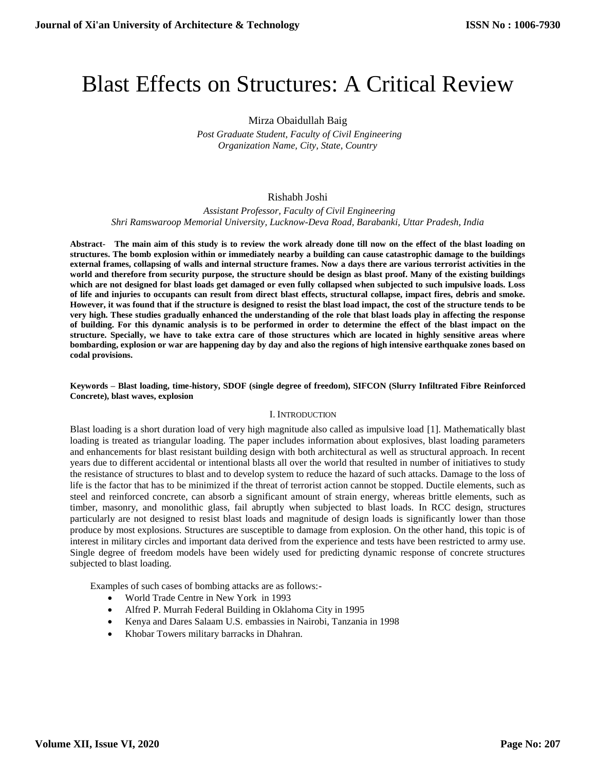# Blast Effects on Structures: A Critical Review

Mirza Obaidullah Baig

*Post Graduate Student, Faculty of Civil Engineering*
*Organization Name, City, State, Country*

Rishabh Joshi

*Assistant Professor, Faculty of Civil Engineering*
*Shri Ramswaroop Memorial University, Lucknow-Deva Road, Barabanki, Uttar Pradesh, India*

**Abstract- The main aim of this study is to review the work already done till now on the effect of the blast loading on structures. The bomb explosion within or immediately nearby a building can cause catastrophic damage to the buildings external frames, collapsing of walls and internal structure frames. Now a days there are various terrorist activities in the world and therefore from security purpose, the structure should be design as blast proof. Many of the existing buildings which are not designed for blast loads get damaged or even fully collapsed when subjected to such impulsive loads. Loss of life and injuries to occupants can result from direct blast effects, structural collapse, impact fires, debris and smoke. However, it was found that if the structure is designed to resist the blast load impact, the cost of the structure tends to be very high. These studies gradually enhanced the understanding of the role that blast loads play in affecting the response of building. For this dynamic analysis is to be performed in order to determine the effect of the blast impact on the structure. Specially, we have to take extra care of those structures which are located in highly sensitive areas where bombarding, explosion or war are happening day by day and also the regions of high intensive earthquake zones based on codal provisions.**

**Keywords – Blast loading, time-history, SDOF (single degree of freedom), SIFCON (Slurry Infiltrated Fibre Reinforced Concrete), blast waves, explosion**

## I. Introduction

Blast loading is a short duration load of very high magnitude also called as impulsive load [1]. Mathematically blast loading is treated as triangular loading. The paper includes information about explosives, blast loading parameters and enhancements for blast resistant building design with both architectural as well as structural approach. In recent years due to different accidental or intentional blasts all over the world that resulted in number of initiatives to study the resistance of structures to blast and to develop system to reduce the hazard of such attacks. Damage to the loss of life is the factor that has to be minimized if the threat of terrorist action cannot be stopped. Ductile elements, such as steel and reinforced concrete, can absorb a significant amount of strain energy, whereas brittle elements, such as timber, masonry, and monolithic glass, fail abruptly when subjected to blast loads. In RCC design, structures particularly are not designed to resist blast loads and magnitude of design loads is significantly lower than those produce by most explosions. Structures are susceptible to damage from explosion. On the other hand, this topic is of interest in military circles and important data derived from the experience and tests have been restricted to army use. Single degree of freedom models have been widely used for predicting dynamic response of concrete structures subjected to blast loading.

Examples of such cases of bombing attacks are as follows:-

- World Trade Centre in New York in 1993
- Alfred P. Murrah Federal Building in Oklahoma City in 1995
- Kenya and Dares Salaam U.S. embassies in Nairobi, Tanzania in 1998
- Khobar Towers military barracks in Dhahran.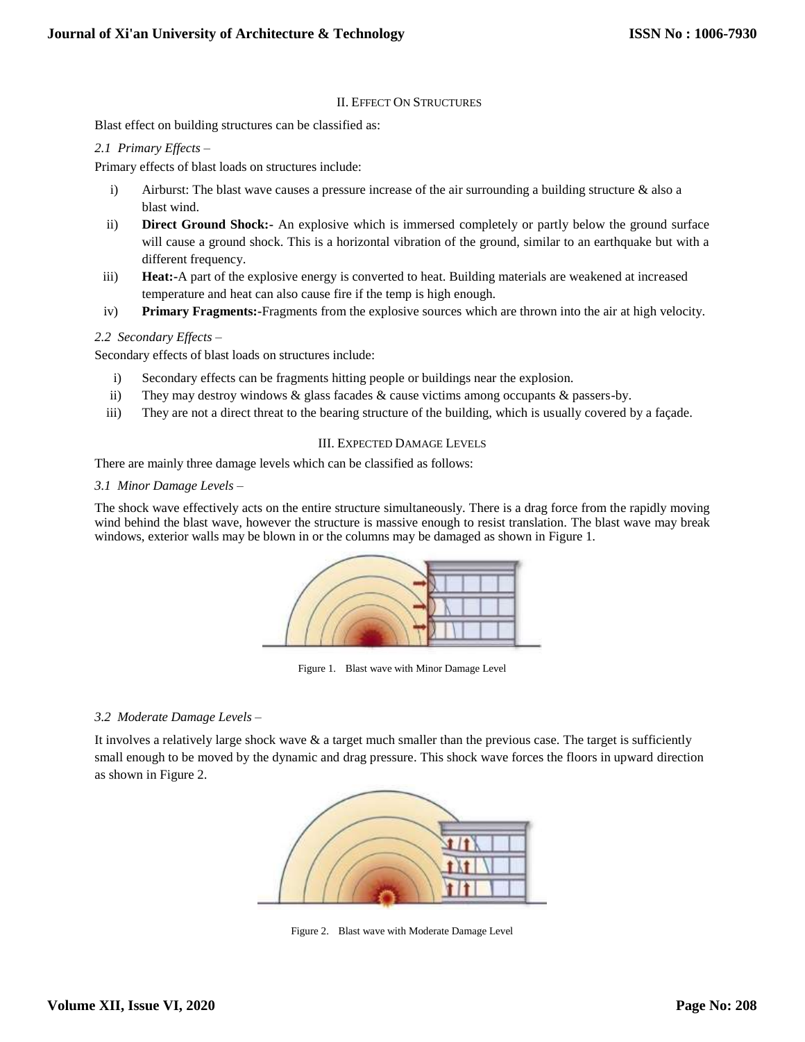## II. Effect On Structures

Blast effect on building structures can be classified as:

### *2.1 Primary Effects –*

Primary effects of blast loads on structures include:

i) Airburst: The blast wave causes a pressure increase of the air surrounding a building structure & also a blast wind.

ii) **Direct Ground Shock:-** An explosive which is immersed completely or partly below the ground surface will cause a ground shock. This is a horizontal vibration of the ground, similar to an earthquake but with a different frequency.

iii) **Heat:-**A part of the explosive energy is converted to heat. Building materials are weakened at increased temperature and heat can also cause fire if the temp is high enough.

iv) **Primary Fragments:-**Fragments from the explosive sources which are thrown into the air at high velocity.

### *2.2 Secondary Effects –*

Secondary effects of blast loads on structures include:

i) Secondary effects can be fragments hitting people or buildings near the explosion.

ii) They may destroy windows & glass facades & cause victims among occupants & passers-by.

iii) They are not a direct threat to the bearing structure of the building, which is usually covered by a façade.

## III. Expected Damage Levels

There are mainly three damage levels which can be classified as follows:

### *3.1 Minor Damage Levels –*

The shock wave effectively acts on the entire structure simultaneously. There is a drag force from the rapidly moving wind behind the blast wave, however the structure is massive enough to resist translation. The blast wave may break windows, exterior walls may be blown in or the columns may be damaged as shown in Figure 1.

Figure 1. Blast wave with Minor Damage Level

### *3.2 Moderate Damage Levels –*

It involves a relatively large shock wave & a target much smaller than the previous case. The target is sufficiently small enough to be moved by the dynamic and drag pressure. This shock wave forces the floors in upward direction as shown in Figure 2.

Figure 2. Blast wave with Moderate Damage Level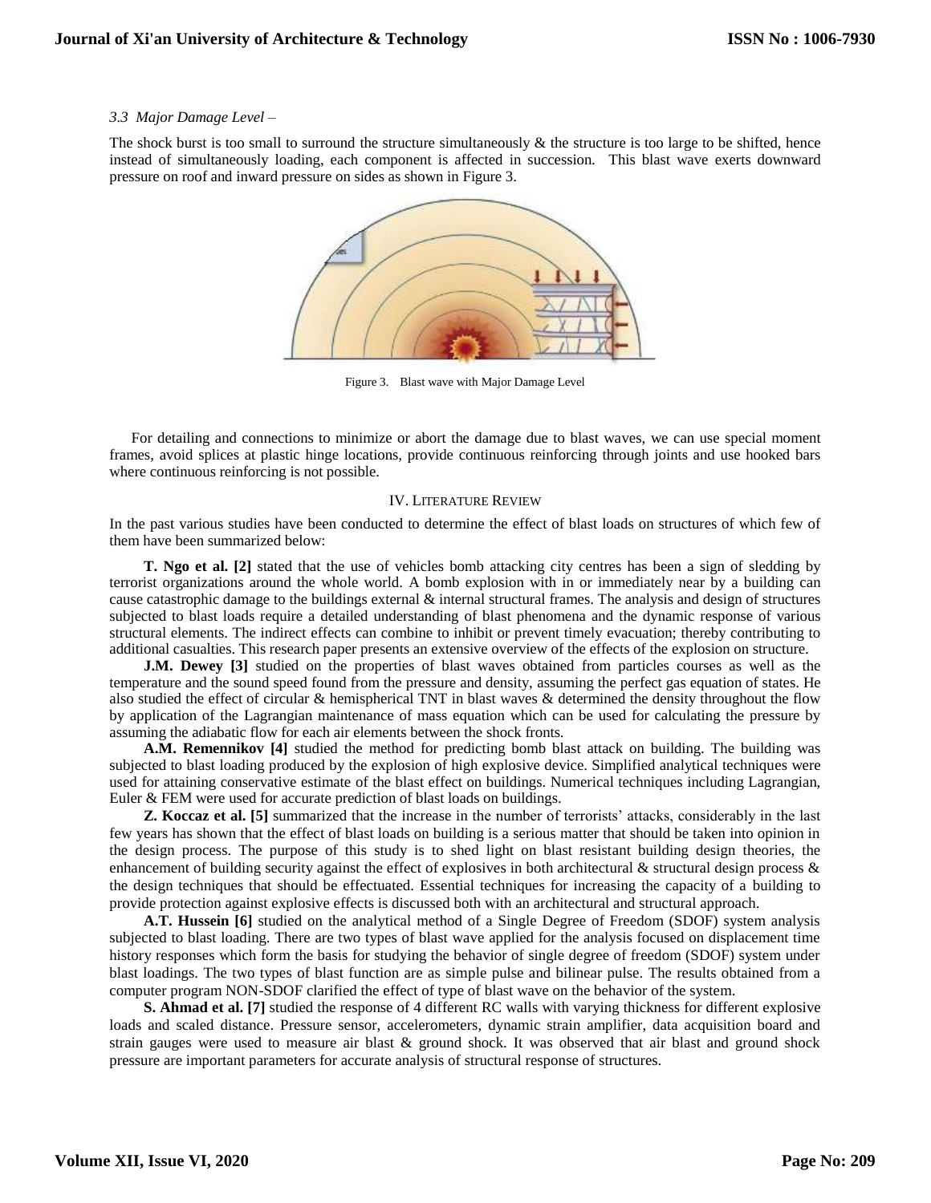*3.3 Major Damage Level –*

The shock burst is too small to surround the structure simultaneously & the structure is too large to be shifted, hence instead of simultaneously loading, each component is affected in succession. This blast wave exerts downward pressure on roof and inward pressure on sides as shown in Figure 3.

Figure 3. Blast wave with Major Damage Level

For detailing and connections to minimize or abort the damage due to blast waves, we can use special moment frames, avoid splices at plastic hinge locations, provide continuous reinforcing through joints and use hooked bars where continuous reinforcing is not possible.

## IV. Literature Review

In the past various studies have been conducted to determine the effect of blast loads on structures of which few of them have been summarized below:

**T. Ngo et al. [2]** stated that the use of vehicles bomb attacking city centres has been a sign of sledding by terrorist organizations around the whole world. A bomb explosion with in or immediately near by a building can cause catastrophic damage to the buildings external & internal structural frames. The analysis and design of structures subjected to blast loads require a detailed understanding of blast phenomena and the dynamic response of various structural elements. The indirect effects can combine to inhibit or prevent timely evacuation; thereby contributing to additional casualties. This research paper presents an extensive overview of the effects of the explosion on structure.

**J.M. Dewey [3]** studied on the properties of blast waves obtained from particles courses as well as the temperature and the sound speed found from the pressure and density, assuming the perfect gas equation of states. He also studied the effect of circular & hemispherical TNT in blast waves & determined the density throughout the flow by application of the Lagrangian maintenance of mass equation which can be used for calculating the pressure by assuming the adiabatic flow for each air elements between the shock fronts.

**A.M. Remennikov [4]** studied the method for predicting bomb blast attack on building. The building was subjected to blast loading produced by the explosion of high explosive device. Simplified analytical techniques were used for attaining conservative estimate of the blast effect on buildings. Numerical techniques including Lagrangian, Euler & FEM were used for accurate prediction of blast loads on buildings.

**Z. Koccaz et al. [5]** summarized that the increase in the number of terrorists' attacks, considerably in the last few years has shown that the effect of blast loads on building is a serious matter that should be taken into opinion in the design process. The purpose of this study is to shed light on blast resistant building design theories, the enhancement of building security against the effect of explosives in both architectural & structural design process & the design techniques that should be effectuated. Essential techniques for increasing the capacity of a building to provide protection against explosive effects is discussed both with an architectural and structural approach.

**A.T. Hussein [6]** studied on the analytical method of a Single Degree of Freedom (SDOF) system analysis subjected to blast loading. There are two types of blast wave applied for the analysis focused on displacement time history responses which form the basis for studying the behavior of single degree of freedom (SDOF) system under blast loadings. The two types of blast function are as simple pulse and bilinear pulse. The results obtained from a computer program NON-SDOF clarified the effect of type of blast wave on the behavior of the system.

**S. Ahmad et al. [7]** studied the response of 4 different RC walls with varying thickness for different explosive loads and scaled distance. Pressure sensor, accelerometers, dynamic strain amplifier, data acquisition board and strain gauges were used to measure air blast & ground shock. It was observed that air blast and ground shock pressure are important parameters for accurate analysis of structural response of structures.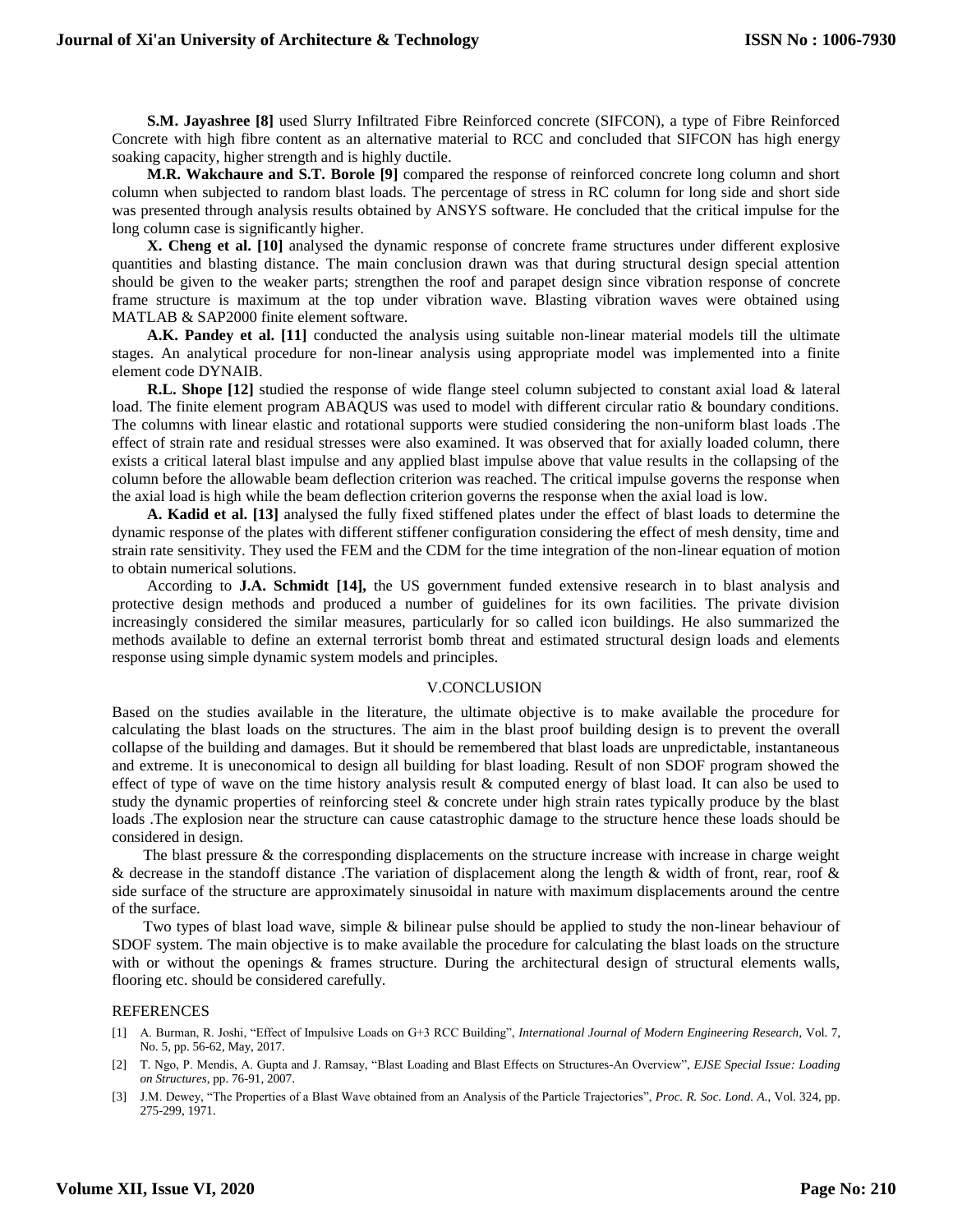**S.M. Jayashree [8]** used Slurry Infiltrated Fibre Reinforced concrete (SIFCON), a type of Fibre Reinforced Concrete with high fibre content as an alternative material to RCC and concluded that SIFCON has high energy soaking capacity, higher strength and is highly ductile.

**M.R. Wakchaure and S.T. Borole [9]** compared the response of reinforced concrete long column and short column when subjected to random blast loads. The percentage of stress in RC column for long side and short side was presented through analysis results obtained by ANSYS software. He concluded that the critical impulse for the long column case is significantly higher.

**X. Cheng et al. [10]** analysed the dynamic response of concrete frame structures under different explosive quantities and blasting distance. The main conclusion drawn was that during structural design special attention should be given to the weaker parts; strengthen the roof and parapet design since vibration response of concrete frame structure is maximum at the top under vibration wave. Blasting vibration waves were obtained using MATLAB & SAP2000 finite element software.

**A.K. Pandey et al. [11]** conducted the analysis using suitable non-linear material models till the ultimate stages. An analytical procedure for non-linear analysis using appropriate model was implemented into a finite element code DYNAIB.

**R.L. Shope [12]** studied the response of wide flange steel column subjected to constant axial load & lateral load. The finite element program ABAQUS was used to model with different circular ratio & boundary conditions. The columns with linear elastic and rotational supports were studied considering the non-uniform blast loads .The effect of strain rate and residual stresses were also examined. It was observed that for axially loaded column, there exists a critical lateral blast impulse and any applied blast impulse above that value results in the collapsing of the column before the allowable beam deflection criterion was reached. The critical impulse governs the response when the axial load is high while the beam deflection criterion governs the response when the axial load is low.

**A. Kadid et al. [13]** analysed the fully fixed stiffened plates under the effect of blast loads to determine the dynamic response of the plates with different stiffener configuration considering the effect of mesh density, time and strain rate sensitivity. They used the FEM and the CDM for the time integration of the non-linear equation of motion to obtain numerical solutions.

According to **J.A. Schmidt [14],** the US government funded extensive research in to blast analysis and protective design methods and produced a number of guidelines for its own facilities. The private division increasingly considered the similar measures, particularly for so called icon buildings. He also summarized the methods available to define an external terrorist bomb threat and estimated structural design loads and elements response using simple dynamic system models and principles.

## V.CONCLUSION

Based on the studies available in the literature, the ultimate objective is to make available the procedure for calculating the blast loads on the structures. The aim in the blast proof building design is to prevent the overall collapse of the building and damages. But it should be remembered that blast loads are unpredictable, instantaneous and extreme. It is uneconomical to design all building for blast loading. Result of non SDOF program showed the effect of type of wave on the time history analysis result & computed energy of blast load. It can also be used to study the dynamic properties of reinforcing steel & concrete under high strain rates typically produce by the blast loads .The explosion near the structure can cause catastrophic damage to the structure hence these loads should be considered in design.

The blast pressure & the corresponding displacements on the structure increase with increase in charge weight & decrease in the standoff distance .The variation of displacement along the length & width of front, rear, roof & side surface of the structure are approximately sinusoidal in nature with maximum displacements around the centre of the surface.

Two types of blast load wave, simple & bilinear pulse should be applied to study the non-linear behaviour of SDOF system. The main objective is to make available the procedure for calculating the blast loads on the structure with or without the openings & frames structure. During the architectural design of structural elements walls, flooring etc. should be considered carefully.

## REFERENCES

[1] A. Burman, R. Joshi, "Effect of Impulsive Loads on G+3 RCC Building", *International Journal of Modern Engineering Research*, Vol. 7, No. 5, pp. 56-62, May, 2017.

[2] T. Ngo, P. Mendis, A. Gupta and J. Ramsay, "Blast Loading and Blast Effects on Structures-An Overview", *EJSE Special Issue: Loading on Structures*, pp. 76-91, 2007.

[3] J.M. Dewey, "The Properties of a Blast Wave obtained from an Analysis of the Particle Trajectories", *Proc. R. Soc. Lond. A.*, Vol. 324, pp. 275-299, 1971.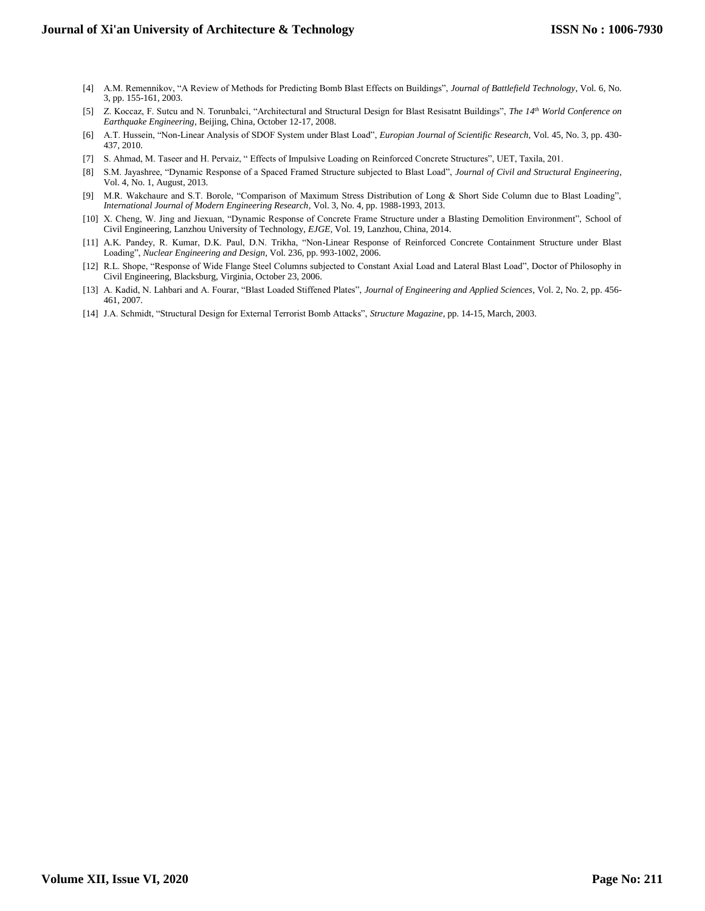[4] A.M. Remennikov, "A Review of Methods for Predicting Bomb Blast Effects on Buildings", *Journal of Battlefield Technology*, Vol. 6, No. 3, pp. 155-161, 2003.

[5] Z. Koccaz, F. Sutcu and N. Torunbalci, "Architectural and Structural Design for Blast Resisatnt Buildings", *The 14th World Conference on Earthquake Engineering*, Beijing, China, October 12-17, 2008.

[6] A.T. Hussein, "Non-Linear Analysis of SDOF System under Blast Load", *Europian Journal of Scientific Research*, Vol. 45, No. 3, pp. 430-437, 2010.

[7] S. Ahmad, M. Taseer and H. Pervaiz, " Effects of Impulsive Loading on Reinforced Concrete Structures", UET, Taxila, 201.

[8] S.M. Jayashree, "Dynamic Response of a Spaced Framed Structure subjected to Blast Load", *Journal of Civil and Structural Engineering*, Vol. 4, No. 1, August, 2013.

[9] M.R. Wakchaure and S.T. Borole, "Comparison of Maximum Stress Distribution of Long & Short Side Column due to Blast Loading", *International Journal of Modern Engineering Research*, Vol. 3, No. 4, pp. 1988-1993, 2013.

[10] X. Cheng, W. Jing and Jiexuan, "Dynamic Response of Concrete Frame Structure under a Blasting Demolition Environment", School of Civil Engineering, Lanzhou University of Technology, *EJGE*, Vol. 19, Lanzhou, China, 2014.

[11] A.K. Pandey, R. Kumar, D.K. Paul, D.N. Trikha, "Non-Linear Response of Reinforced Concrete Containment Structure under Blast Loading", *Nuclear Engineering and Design*, Vol. 236, pp. 993-1002, 2006.

[12] R.L. Shope, "Response of Wide Flange Steel Columns subjected to Constant Axial Load and Lateral Blast Load", Doctor of Philosophy in Civil Engineering, Blacksburg, Virginia, October 23, 2006.

[13] A. Kadid, N. Lahbari and A. Fourar, "Blast Loaded Stiffened Plates", *Journal of Engineering and Applied Sciences*, Vol. 2, No. 2, pp. 456-461, 2007.

[14] J.A. Schmidt, "Structural Design for External Terrorist Bomb Attacks", *Structure Magazine*, pp. 14-15, March, 2003.